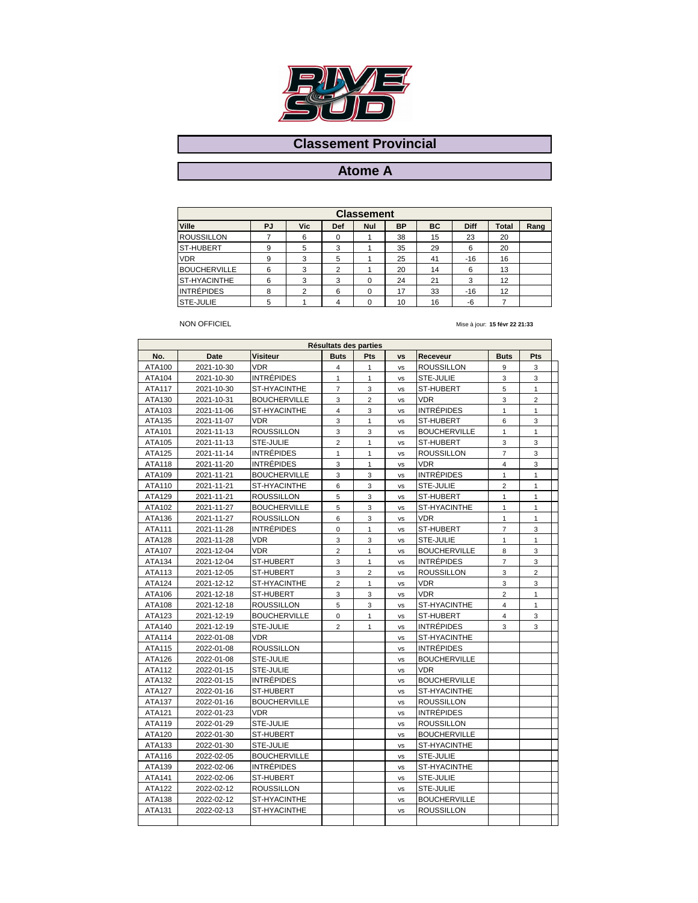# Classement Provincial

## Atome A

| Classement | | | | | | | | | |
|---|---|---|---|---|---|---|---|---|---|
| **Ville** | **PJ** | **Vic** | **Def** | **Nul** | **BP** | **BC** | **Diff** | **Total** | **Rang** |
| ROUSSILLON | 7 | 6 | 0 | 1 | 38 | 15 | 23 | 20 | |
| ST-HUBERT | 9 | 5 | 3 | 1 | 35 | 29 | 6 | 20 | |
| VDR | 9 | 3 | 5 | 1 | 25 | 41 | -16 | 16 | |
| BOUCHERVILLE | 6 | 3 | 2 | 1 | 20 | 14 | 6 | 13 | |
| ST-HYACINTHE | 6 | 3 | 3 | 0 | 24 | 21 | 3 | 12 | |
| INTRÉPIDES | 8 | 2 | 6 | 0 | 17 | 33 | -16 | 12 | |
| STE-JULIE | 5 | 1 | 4 | 0 | 10 | 16 | -6 | 7 | |

NON OFFICIEL

Mise à jour: **15 févr 22 21:33**

| Résultats des parties | | | | | | | | |
|---|---|---|---|---|---|---|---|---|
| **No.** | **Date** | **Visiteur** | **Buts** | **Pts** | **vs** | **Receveur** | **Buts** | **Pts** |
| ATA100 | 2021-10-30 | VDR | 4 | 1 | vs | ROUSSILLON | 9 | 3 |
| ATA104 | 2021-10-30 | INTRÉPIDES | 1 | 1 | vs | STE-JULIE | 3 | 3 |
| ATA117 | 2021-10-30 | ST-HYACINTHE | 7 | 3 | vs | ST-HUBERT | 5 | 1 |
| ATA130 | 2021-10-31 | BOUCHERVILLE | 3 | 2 | vs | VDR | 3 | 2 |
| ATA103 | 2021-11-06 | ST-HYACINTHE | 4 | 3 | vs | INTRÉPIDES | 1 | 1 |
| ATA135 | 2021-11-07 | VDR | 3 | 1 | vs | ST-HUBERT | 6 | 3 |
| ATA101 | 2021-11-13 | ROUSSILLON | 3 | 3 | vs | BOUCHERVILLE | 1 | 1 |
| ATA105 | 2021-11-13 | STE-JULIE | 2 | 1 | vs | ST-HUBERT | 3 | 3 |
| ATA125 | 2021-11-14 | INTRÉPIDES | 1 | 1 | vs | ROUSSILLON | 7 | 3 |
| ATA118 | 2021-11-20 | INTRÉPIDES | 3 | 1 | vs | VDR | 4 | 3 |
| ATA109 | 2021-11-21 | BOUCHERVILLE | 3 | 3 | vs | INTRÉPIDES | 1 | 1 |
| ATA110 | 2021-11-21 | ST-HYACINTHE | 6 | 3 | vs | STE-JULIE | 2 | 1 |
| ATA129 | 2021-11-21 | ROUSSILLON | 5 | 3 | vs | ST-HUBERT | 1 | 1 |
| ATA102 | 2021-11-27 | BOUCHERVILLE | 5 | 3 | vs | ST-HYACINTHE | 1 | 1 |
| ATA136 | 2021-11-27 | ROUSSILLON | 6 | 3 | vs | VDR | 1 | 1 |
| ATA111 | 2021-11-28 | INTRÉPIDES | 0 | 1 | vs | ST-HUBERT | 7 | 3 |
| ATA128 | 2021-11-28 | VDR | 3 | 3 | vs | STE-JULIE | 1 | 1 |
| ATA107 | 2021-12-04 | VDR | 2 | 1 | vs | BOUCHERVILLE | 8 | 3 |
| ATA134 | 2021-12-04 | ST-HUBERT | 3 | 1 | vs | INTRÉPIDES | 7 | 3 |
| ATA113 | 2021-12-05 | ST-HUBERT | 3 | 2 | vs | ROUSSILLON | 3 | 2 |
| ATA124 | 2021-12-12 | ST-HYACINTHE | 2 | 1 | vs | VDR | 3 | 3 |
| ATA106 | 2021-12-18 | ST-HUBERT | 3 | 3 | vs | VDR | 2 | 1 |
| ATA108 | 2021-12-18 | ROUSSILLON | 5 | 3 | vs | ST-HYACINTHE | 4 | 1 |
| ATA123 | 2021-12-19 | BOUCHERVILLE | 0 | 1 | vs | ST-HUBERT | 4 | 3 |
| ATA140 | 2021-12-19 | STE-JULIE | 2 | 1 | vs | INTRÉPIDES | 3 | 3 |
| ATA114 | 2022-01-08 | VDR | | | vs | ST-HYACINTHE | | |
| ATA115 | 2022-01-08 | ROUSSILLON | | | vs | INTRÉPIDES | | |
| ATA126 | 2022-01-08 | STE-JULIE | | | vs | BOUCHERVILLE | | |
| ATA112 | 2022-01-15 | STE-JULIE | | | vs | VDR | | |
| ATA132 | 2022-01-15 | INTRÉPIDES | | | vs | BOUCHERVILLE | | |
| ATA127 | 2022-01-16 | ST-HUBERT | | | vs | ST-HYACINTHE | | |
| ATA137 | 2022-01-16 | BOUCHERVILLE | | | vs | ROUSSILLON | | |
| ATA121 | 2022-01-23 | VDR | | | vs | INTRÉPIDES | | |
| ATA119 | 2022-01-29 | STE-JULIE | | | vs | ROUSSILLON | | |
| ATA120 | 2022-01-30 | ST-HUBERT | | | vs | BOUCHERVILLE | | |
| ATA133 | 2022-01-30 | STE-JULIE | | | vs | ST-HYACINTHE | | |
| ATA116 | 2022-02-05 | BOUCHERVILLE | | | vs | STE-JULIE | | |
| ATA139 | 2022-02-06 | INTRÉPIDES | | | vs | ST-HYACINTHE | | |
| ATA141 | 2022-02-06 | ST-HUBERT | | | vs | STE-JULIE | | |
| ATA122 | 2022-02-12 | ROUSSILLON | | | vs | STE-JULIE | | |
| ATA138 | 2022-02-12 | ST-HYACINTHE | | | vs | BOUCHERVILLE | | |
| ATA131 | 2022-02-13 | ST-HYACINTHE | | | vs | ROUSSILLON | | |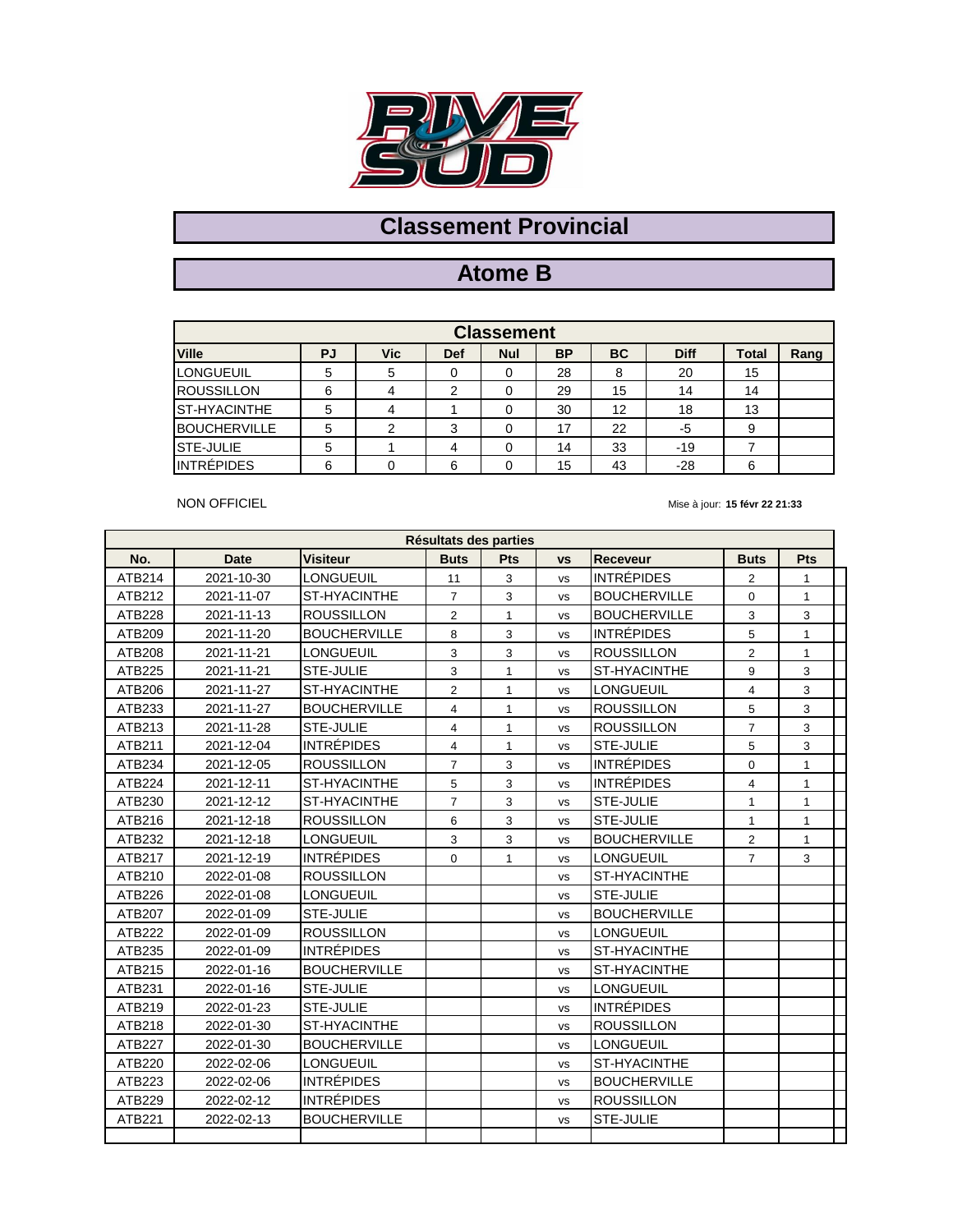# Classement Provincial

## Atome B

| Classement | | | | | | | | | |
|---|---|---|---|---|---|---|---|---|---|
| **Ville** | **PJ** | **Vic** | **Def** | **Nul** | **BP** | **BC** | **Diff** | **Total** | **Rang** |
| LONGUEUIL | 5 | 5 | 0 | 0 | 28 | 8 | 20 | 15 | |
| ROUSSILLON | 6 | 4 | 2 | 0 | 29 | 15 | 14 | 14 | |
| ST-HYACINTHE | 5 | 4 | 1 | 0 | 30 | 12 | 18 | 13 | |
| BOUCHERVILLE | 5 | 2 | 3 | 0 | 17 | 22 | -5 | 9 | |
| STE-JULIE | 5 | 1 | 4 | 0 | 14 | 33 | -19 | 7 | |
| INTRÉPIDES | 6 | 0 | 6 | 0 | 15 | 43 | -28 | 6 | |

NON OFFICIEL

Mise à jour: **15 févr 22 21:33**

| Résultats des parties | | | | | | | | |
|---|---|---|---|---|---|---|---|---|
| **No.** | **Date** | **Visiteur** | **Buts** | **Pts** | **vs** | **Receveur** | **Buts** | **Pts** |
| ATB214 | 2021-10-30 | LONGUEUIL | 11 | 3 | vs | INTRÉPIDES | 2 | 1 |
| ATB212 | 2021-11-07 | ST-HYACINTHE | 7 | 3 | vs | BOUCHERVILLE | 0 | 1 |
| ATB228 | 2021-11-13 | ROUSSILLON | 2 | 1 | vs | BOUCHERVILLE | 3 | 3 |
| ATB209 | 2021-11-20 | BOUCHERVILLE | 8 | 3 | vs | INTRÉPIDES | 5 | 1 |
| ATB208 | 2021-11-21 | LONGUEUIL | 3 | 3 | vs | ROUSSILLON | 2 | 1 |
| ATB225 | 2021-11-21 | STE-JULIE | 3 | 1 | vs | ST-HYACINTHE | 9 | 3 |
| ATB206 | 2021-11-27 | ST-HYACINTHE | 2 | 1 | vs | LONGUEUIL | 4 | 3 |
| ATB233 | 2021-11-27 | BOUCHERVILLE | 4 | 1 | vs | ROUSSILLON | 5 | 3 |
| ATB213 | 2021-11-28 | STE-JULIE | 4 | 1 | vs | ROUSSILLON | 7 | 3 |
| ATB211 | 2021-12-04 | INTRÉPIDES | 4 | 1 | vs | STE-JULIE | 5 | 3 |
| ATB234 | 2021-12-05 | ROUSSILLON | 7 | 3 | vs | INTRÉPIDES | 0 | 1 |
| ATB224 | 2021-12-11 | ST-HYACINTHE | 5 | 3 | vs | INTRÉPIDES | 4 | 1 |
| ATB230 | 2021-12-12 | ST-HYACINTHE | 7 | 3 | vs | STE-JULIE | 1 | 1 |
| ATB216 | 2021-12-18 | ROUSSILLON | 6 | 3 | vs | STE-JULIE | 1 | 1 |
| ATB232 | 2021-12-18 | LONGUEUIL | 3 | 3 | vs | BOUCHERVILLE | 2 | 1 |
| ATB217 | 2021-12-19 | INTRÉPIDES | 0 | 1 | vs | LONGUEUIL | 7 | 3 |
| ATB210 | 2022-01-08 | ROUSSILLON | | | vs | ST-HYACINTHE | | |
| ATB226 | 2022-01-08 | LONGUEUIL | | | vs | STE-JULIE | | |
| ATB207 | 2022-01-09 | STE-JULIE | | | vs | BOUCHERVILLE | | |
| ATB222 | 2022-01-09 | ROUSSILLON | | | vs | LONGUEUIL | | |
| ATB235 | 2022-01-09 | INTRÉPIDES | | | vs | ST-HYACINTHE | | |
| ATB215 | 2022-01-16 | BOUCHERVILLE | | | vs | ST-HYACINTHE | | |
| ATB231 | 2022-01-16 | STE-JULIE | | | vs | LONGUEUIL | | |
| ATB219 | 2022-01-23 | STE-JULIE | | | vs | INTRÉPIDES | | |
| ATB218 | 2022-01-30 | ST-HYACINTHE | | | vs | ROUSSILLON | | |
| ATB227 | 2022-01-30 | BOUCHERVILLE | | | vs | LONGUEUIL | | |
| ATB220 | 2022-02-06 | LONGUEUIL | | | vs | ST-HYACINTHE | | |
| ATB223 | 2022-02-06 | INTRÉPIDES | | | vs | BOUCHERVILLE | | |
| ATB229 | 2022-02-12 | INTRÉPIDES | | | vs | ROUSSILLON | | |
| ATB221 | 2022-02-13 | BOUCHERVILLE | | | vs | STE-JULIE | | |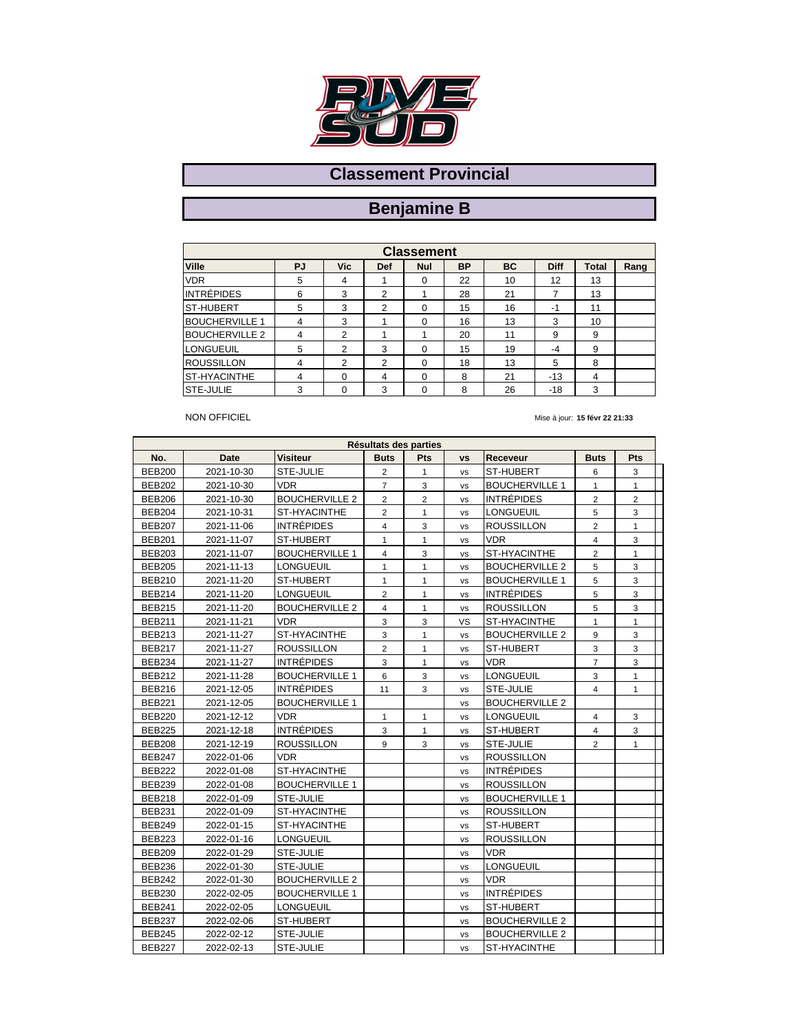# Classement Provincial

# Benjamine B

| Classement | | | | | | | | | |
|---|---|---|---|---|---|---|---|---|---|
| **Ville** | **PJ** | **Vic** | **Def** | **Nul** | **BP** | **BC** | **Diff** | **Total** | **Rang** |
| VDR | 5 | 4 | 1 | 0 | 22 | 10 | 12 | 13 | |
| INTRÉPIDES | 6 | 3 | 2 | 1 | 28 | 21 | 7 | 13 | |
| ST-HUBERT | 5 | 3 | 2 | 0 | 15 | 16 | -1 | 11 | |
| BOUCHERVILLE 1 | 4 | 3 | 1 | 0 | 16 | 13 | 3 | 10 | |
| BOUCHERVILLE 2 | 4 | 2 | 1 | 1 | 20 | 11 | 9 | 9 | |
| LONGUEUIL | 5 | 2 | 3 | 0 | 15 | 19 | -4 | 9 | |
| ROUSSILLON | 4 | 2 | 2 | 0 | 18 | 13 | 5 | 8 | |
| ST-HYACINTHE | 4 | 0 | 4 | 0 | 8 | 21 | -13 | 4 | |
| STE-JULIE | 3 | 0 | 3 | 0 | 8 | 26 | -18 | 3 | |

NON OFFICIEL

Mise à jour: **15 févr 22 21:33**

| Résultats des parties | | | | | | | | |
|---|---|---|---|---|---|---|---|---|
| **No.** | **Date** | **Visiteur** | **Buts** | **Pts** | **vs** | **Receveur** | **Buts** | **Pts** |
| BEB200 | 2021-10-30 | STE-JULIE | 2 | 1 | vs | ST-HUBERT | 6 | 3 |
| BEB202 | 2021-10-30 | VDR | 7 | 3 | vs | BOUCHERVILLE 1 | 1 | 1 |
| BEB206 | 2021-10-30 | BOUCHERVILLE 2 | 2 | 2 | vs | INTRÉPIDES | 2 | 2 |
| BEB204 | 2021-10-31 | ST-HYACINTHE | 2 | 1 | vs | LONGUEUIL | 5 | 3 |
| BEB207 | 2021-11-06 | INTRÉPIDES | 4 | 3 | vs | ROUSSILLON | 2 | 1 |
| BEB201 | 2021-11-07 | ST-HUBERT | 1 | 1 | vs | VDR | 4 | 3 |
| BEB203 | 2021-11-07 | BOUCHERVILLE 1 | 4 | 3 | vs | ST-HYACINTHE | 2 | 1 |
| BEB205 | 2021-11-13 | LONGUEUIL | 1 | 1 | vs | BOUCHERVILLE 2 | 5 | 3 |
| BEB210 | 2021-11-20 | ST-HUBERT | 1 | 1 | vs | BOUCHERVILLE 1 | 5 | 3 |
| BEB214 | 2021-11-20 | LONGUEUIL | 2 | 1 | vs | INTRÉPIDES | 5 | 3 |
| BEB215 | 2021-11-20 | BOUCHERVILLE 2 | 4 | 1 | vs | ROUSSILLON | 5 | 3 |
| BEB211 | 2021-11-21 | VDR | 3 | 3 | VS | ST-HYACINTHE | 1 | 1 |
| BEB213 | 2021-11-27 | ST-HYACINTHE | 3 | 1 | vs | BOUCHERVILLE 2 | 9 | 3 |
| BEB217 | 2021-11-27 | ROUSSILLON | 2 | 1 | vs | ST-HUBERT | 3 | 3 |
| BEB234 | 2021-11-27 | INTRÉPIDES | 3 | 1 | vs | VDR | 7 | 3 |
| BEB212 | 2021-11-28 | BOUCHERVILLE 1 | 6 | 3 | vs | LONGUEUIL | 3 | 1 |
| BEB216 | 2021-12-05 | INTRÉPIDES | 11 | 3 | vs | STE-JULIE | 4 | 1 |
| BEB221 | 2021-12-05 | BOUCHERVILLE 1 | | | vs | BOUCHERVILLE 2 | | |
| BEB220 | 2021-12-12 | VDR | 1 | 1 | vs | LONGUEUIL | 4 | 3 |
| BEB225 | 2021-12-18 | INTRÉPIDES | 3 | 1 | vs | ST-HUBERT | 4 | 3 |
| BEB208 | 2021-12-19 | ROUSSILLON | 9 | 3 | vs | STE-JULIE | 2 | 1 |
| BEB247 | 2022-01-06 | VDR | | | vs | ROUSSILLON | | |
| BEB222 | 2022-01-08 | ST-HYACINTHE | | | vs | INTRÉPIDES | | |
| BEB239 | 2022-01-08 | BOUCHERVILLE 1 | | | vs | ROUSSILLON | | |
| BEB218 | 2022-01-09 | STE-JULIE | | | vs | BOUCHERVILLE 1 | | |
| BEB231 | 2022-01-09 | ST-HYACINTHE | | | vs | ROUSSILLON | | |
| BEB249 | 2022-01-15 | ST-HYACINTHE | | | vs | ST-HUBERT | | |
| BEB223 | 2022-01-16 | LONGUEUIL | | | vs | ROUSSILLON | | |
| BEB209 | 2022-01-29 | STE-JULIE | | | vs | VDR | | |
| BEB236 | 2022-01-30 | STE-JULIE | | | vs | LONGUEUIL | | |
| BEB242 | 2022-01-30 | BOUCHERVILLE 2 | | | vs | VDR | | |
| BEB230 | 2022-02-05 | BOUCHERVILLE 1 | | | vs | INTRÉPIDES | | |
| BEB241 | 2022-02-05 | LONGUEUIL | | | vs | ST-HUBERT | | |
| BEB237 | 2022-02-06 | ST-HUBERT | | | vs | BOUCHERVILLE 2 | | |
| BEB245 | 2022-02-12 | STE-JULIE | | | vs | BOUCHERVILLE 2 | | |
| BEB227 | 2022-02-13 | STE-JULIE | | | vs | ST-HYACINTHE | | |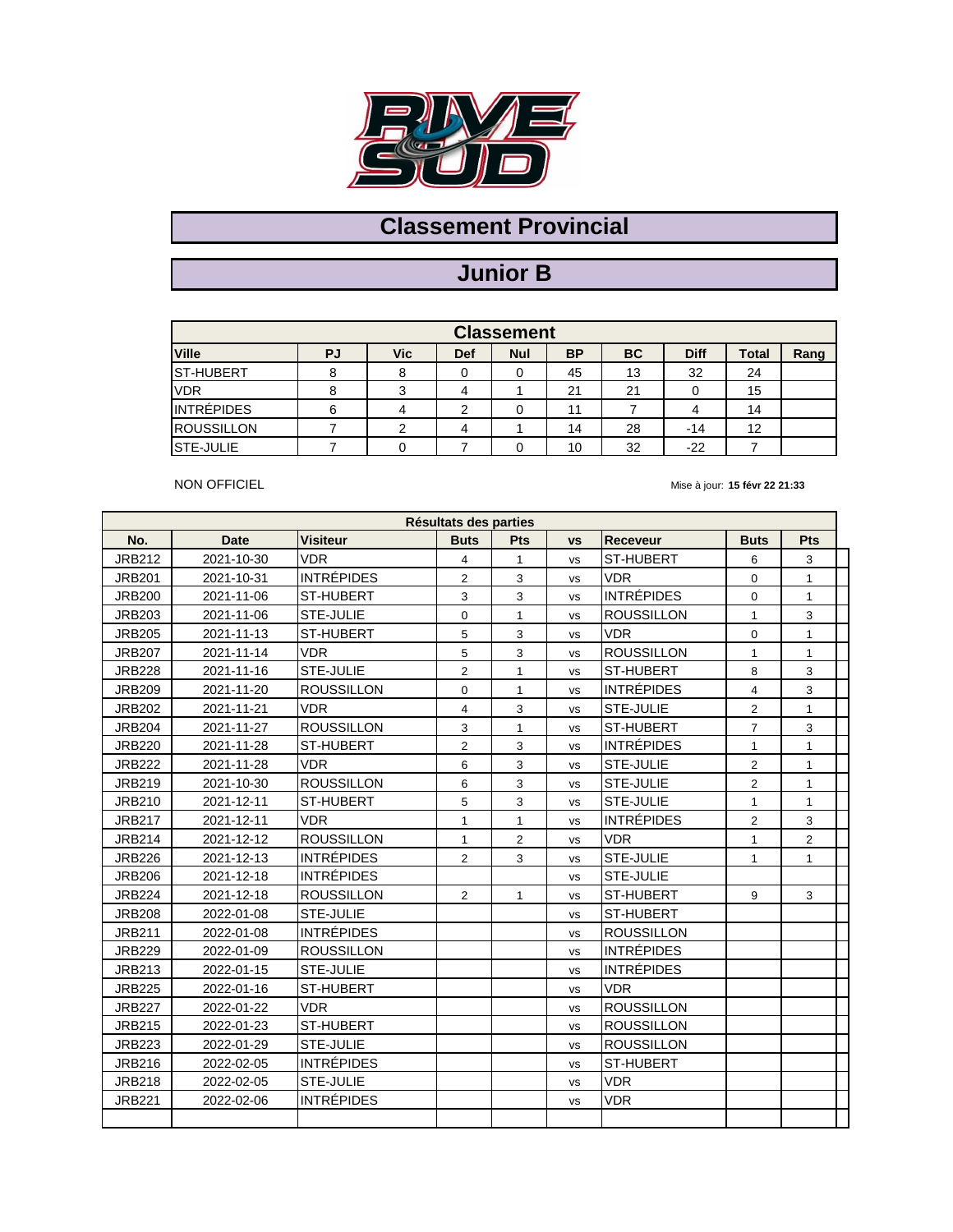# Classement Provincial

## Junior B

| Classement | | | | | | | | | |
|---|---|---|---|---|---|---|---|---|---|
| **Ville** | **PJ** | **Vic** | **Def** | **Nul** | **BP** | **BC** | **Diff** | **Total** | **Rang** |
| ST-HUBERT | 8 | 8 | 0 | 0 | 45 | 13 | 32 | 24 | |
| VDR | 8 | 3 | 4 | 1 | 21 | 21 | 0 | 15 | |
| INTRÉPIDES | 6 | 4 | 2 | 0 | 11 | 7 | 4 | 14 | |
| ROUSSILLON | 7 | 2 | 4 | 1 | 14 | 28 | -14 | 12 | |
| STE-JULIE | 7 | 0 | 7 | 0 | 10 | 32 | -22 | 7 | |

NON OFFICIEL

Mise à jour: **15 févr 22 21:33**

| Résultats des parties | | | | | | | | |
|---|---|---|---|---|---|---|---|---|
| **No.** | **Date** | **Visiteur** | **Buts** | **Pts** | **vs** | **Receveur** | **Buts** | **Pts** |
| JRB212 | 2021-10-30 | VDR | 4 | 1 | vs | ST-HUBERT | 6 | 3 |
| JRB201 | 2021-10-31 | INTRÉPIDES | 2 | 3 | vs | VDR | 0 | 1 |
| JRB200 | 2021-11-06 | ST-HUBERT | 3 | 3 | vs | INTRÉPIDES | 0 | 1 |
| JRB203 | 2021-11-06 | STE-JULIE | 0 | 1 | vs | ROUSSILLON | 1 | 3 |
| JRB205 | 2021-11-13 | ST-HUBERT | 5 | 3 | vs | VDR | 0 | 1 |
| JRB207 | 2021-11-14 | VDR | 5 | 3 | vs | ROUSSILLON | 1 | 1 |
| JRB228 | 2021-11-16 | STE-JULIE | 2 | 1 | vs | ST-HUBERT | 8 | 3 |
| JRB209 | 2021-11-20 | ROUSSILLON | 0 | 1 | vs | INTRÉPIDES | 4 | 3 |
| JRB202 | 2021-11-21 | VDR | 4 | 3 | vs | STE-JULIE | 2 | 1 |
| JRB204 | 2021-11-27 | ROUSSILLON | 3 | 1 | vs | ST-HUBERT | 7 | 3 |
| JRB220 | 2021-11-28 | ST-HUBERT | 2 | 3 | vs | INTRÉPIDES | 1 | 1 |
| JRB222 | 2021-11-28 | VDR | 6 | 3 | vs | STE-JULIE | 2 | 1 |
| JRB219 | 2021-10-30 | ROUSSILLON | 6 | 3 | vs | STE-JULIE | 2 | 1 |
| JRB210 | 2021-12-11 | ST-HUBERT | 5 | 3 | vs | STE-JULIE | 1 | 1 |
| JRB217 | 2021-12-11 | VDR | 1 | 1 | vs | INTRÉPIDES | 2 | 3 |
| JRB214 | 2021-12-12 | ROUSSILLON | 1 | 2 | vs | VDR | 1 | 2 |
| JRB226 | 2021-12-13 | INTRÉPIDES | 2 | 3 | vs | STE-JULIE | 1 | 1 |
| JRB206 | 2021-12-18 | INTRÉPIDES | | | vs | STE-JULIE | | |
| JRB224 | 2021-12-18 | ROUSSILLON | 2 | 1 | vs | ST-HUBERT | 9 | 3 |
| JRB208 | 2022-01-08 | STE-JULIE | | | vs | ST-HUBERT | | |
| JRB211 | 2022-01-08 | INTRÉPIDES | | | vs | ROUSSILLON | | |
| JRB229 | 2022-01-09 | ROUSSILLON | | | vs | INTRÉPIDES | | |
| JRB213 | 2022-01-15 | STE-JULIE | | | vs | INTRÉPIDES | | |
| JRB225 | 2022-01-16 | ST-HUBERT | | | vs | VDR | | |
| JRB227 | 2022-01-22 | VDR | | | vs | ROUSSILLON | | |
| JRB215 | 2022-01-23 | ST-HUBERT | | | vs | ROUSSILLON | | |
| JRB223 | 2022-01-29 | STE-JULIE | | | vs | ROUSSILLON | | |
| JRB216 | 2022-02-05 | INTRÉPIDES | | | vs | ST-HUBERT | | |
| JRB218 | 2022-02-05 | STE-JULIE | | | vs | VDR | | |
| JRB221 | 2022-02-06 | INTRÉPIDES | | | vs | VDR | | |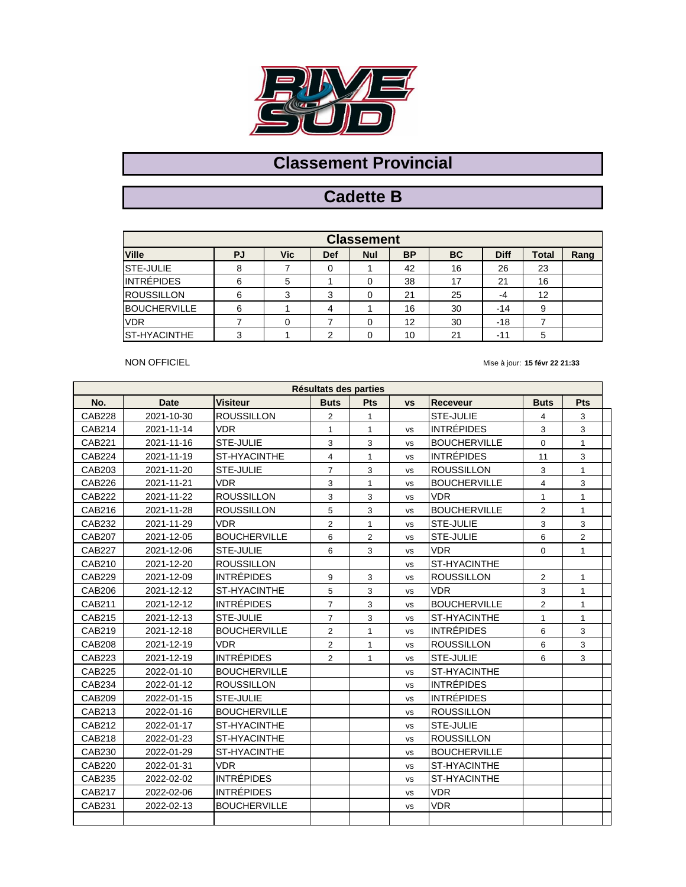# Classement Provincial

## Cadette B

| Classement | | | | | | | | | |
|---|---|---|---|---|---|---|---|---|---|
| **Ville** | **PJ** | **Vic** | **Def** | **Nul** | **BP** | **BC** | **Diff** | **Total** | **Rang** |
| STE-JULIE | 8 | 7 | 0 | 1 | 42 | 16 | 26 | 23 | |
| INTRÉPIDES | 6 | 5 | 1 | 0 | 38 | 17 | 21 | 16 | |
| ROUSSILLON | 6 | 3 | 3 | 0 | 21 | 25 | -4 | 12 | |
| BOUCHERVILLE | 6 | 1 | 4 | 1 | 16 | 30 | -14 | 9 | |
| VDR | 7 | 0 | 7 | 0 | 12 | 30 | -18 | 7 | |
| ST-HYACINTHE | 3 | 1 | 2 | 0 | 10 | 21 | -11 | 5 | |

NON OFFICIEL

Mise à jour: **15 févr 22 21:33**

| Résultats des parties | | | | | | | | |
|---|---|---|---|---|---|---|---|---|
| **No.** | **Date** | **Visiteur** | **Buts** | **Pts** | **vs** | **Receveur** | **Buts** | **Pts** |
| CAB228 | 2021-10-30 | ROUSSILLON | 2 | 1 | | STE-JULIE | 4 | 3 |
| CAB214 | 2021-11-14 | VDR | 1 | 1 | vs | INTRÉPIDES | 3 | 3 |
| CAB221 | 2021-11-16 | STE-JULIE | 3 | 3 | vs | BOUCHERVILLE | 0 | 1 |
| CAB224 | 2021-11-19 | ST-HYACINTHE | 4 | 1 | vs | INTRÉPIDES | 11 | 3 |
| CAB203 | 2021-11-20 | STE-JULIE | 7 | 3 | vs | ROUSSILLON | 3 | 1 |
| CAB226 | 2021-11-21 | VDR | 3 | 1 | vs | BOUCHERVILLE | 4 | 3 |
| CAB222 | 2021-11-22 | ROUSSILLON | 3 | 3 | vs | VDR | 1 | 1 |
| CAB216 | 2021-11-28 | ROUSSILLON | 5 | 3 | vs | BOUCHERVILLE | 2 | 1 |
| CAB232 | 2021-11-29 | VDR | 2 | 1 | vs | STE-JULIE | 3 | 3 |
| CAB207 | 2021-12-05 | BOUCHERVILLE | 6 | 2 | vs | STE-JULIE | 6 | 2 |
| CAB227 | 2021-12-06 | STE-JULIE | 6 | 3 | vs | VDR | 0 | 1 |
| CAB210 | 2021-12-20 | ROUSSILLON | | | vs | ST-HYACINTHE | | |
| CAB229 | 2021-12-09 | INTRÉPIDES | 9 | 3 | vs | ROUSSILLON | 2 | 1 |
| CAB206 | 2021-12-12 | ST-HYACINTHE | 5 | 3 | vs | VDR | 3 | 1 |
| CAB211 | 2021-12-12 | INTRÉPIDES | 7 | 3 | vs | BOUCHERVILLE | 2 | 1 |
| CAB215 | 2021-12-13 | STE-JULIE | 7 | 3 | vs | ST-HYACINTHE | 1 | 1 |
| CAB219 | 2021-12-18 | BOUCHERVILLE | 2 | 1 | vs | INTRÉPIDES | 6 | 3 |
| CAB208 | 2021-12-19 | VDR | 2 | 1 | vs | ROUSSILLON | 6 | 3 |
| CAB223 | 2021-12-19 | INTRÉPIDES | 2 | 1 | vs | STE-JULIE | 6 | 3 |
| CAB225 | 2022-01-10 | BOUCHERVILLE | | | vs | ST-HYACINTHE | | |
| CAB234 | 2022-01-12 | ROUSSILLON | | | vs | INTRÉPIDES | | |
| CAB209 | 2022-01-15 | STE-JULIE | | | vs | INTRÉPIDES | | |
| CAB213 | 2022-01-16 | BOUCHERVILLE | | | vs | ROUSSILLON | | |
| CAB212 | 2022-01-17 | ST-HYACINTHE | | | vs | STE-JULIE | | |
| CAB218 | 2022-01-23 | ST-HYACINTHE | | | vs | ROUSSILLON | | |
| CAB230 | 2022-01-29 | ST-HYACINTHE | | | vs | BOUCHERVILLE | | |
| CAB220 | 2022-01-31 | VDR | | | vs | ST-HYACINTHE | | |
| CAB235 | 2022-02-02 | INTRÉPIDES | | | vs | ST-HYACINTHE | | |
| CAB217 | 2022-02-06 | INTRÉPIDES | | | vs | VDR | | |
| CAB231 | 2022-02-13 | BOUCHERVILLE | | | vs | VDR | | |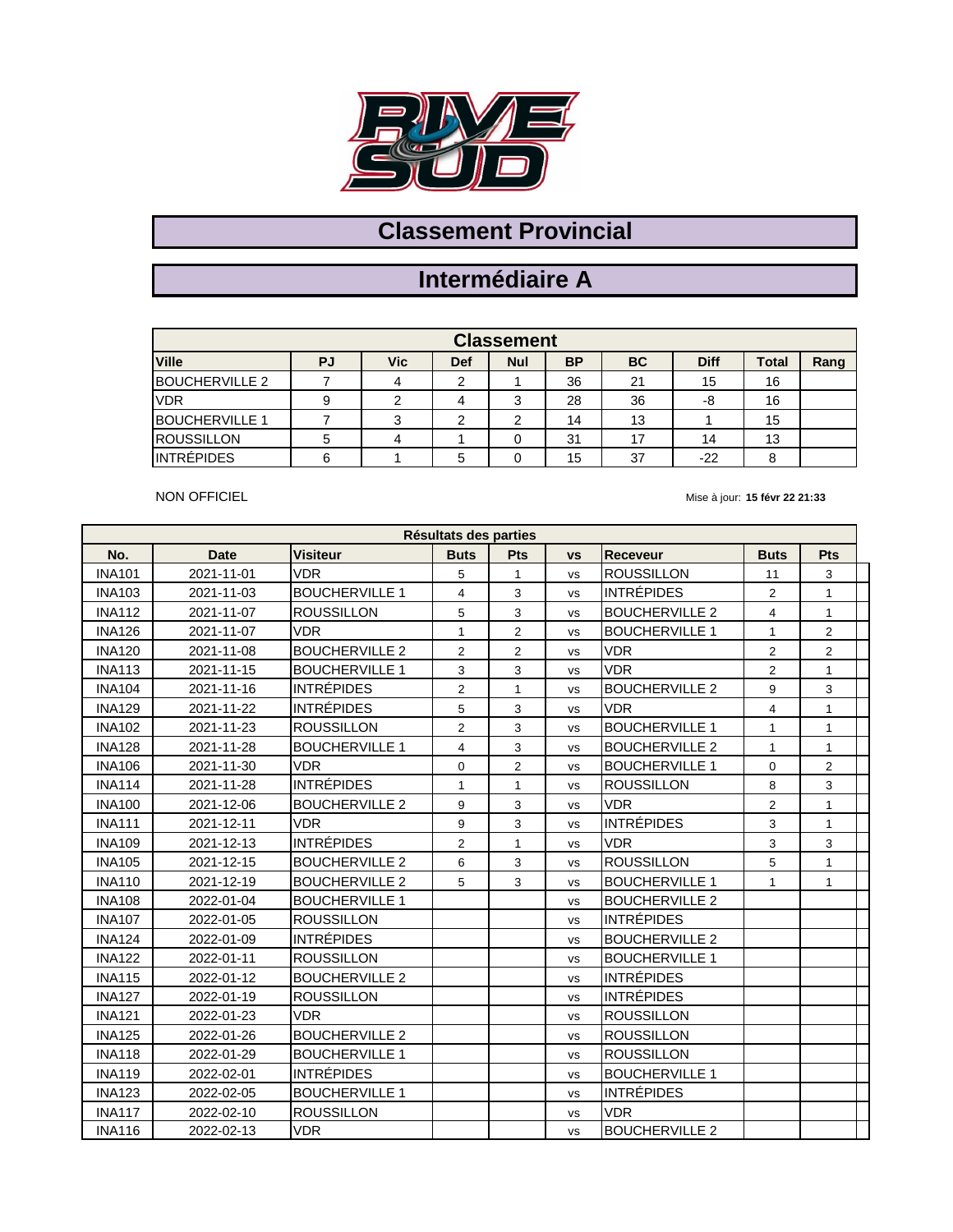# Classement Provincial

## Intermédiaire A

| Classement | | | | | | | | | |
|---|---|---|---|---|---|---|---|---|---|
| **Ville** | **PJ** | **Vic** | **Def** | **Nul** | **BP** | **BC** | **Diff** | **Total** | **Rang** |
| BOUCHERVILLE 2 | 7 | 4 | 2 | 1 | 36 | 21 | 15 | 16 | |
| VDR | 9 | 2 | 4 | 3 | 28 | 36 | -8 | 16 | |
| BOUCHERVILLE 1 | 7 | 3 | 2 | 2 | 14 | 13 | 1 | 15 | |
| ROUSSILLON | 5 | 4 | 1 | 0 | 31 | 17 | 14 | 13 | |
| INTRÉPIDES | 6 | 1 | 5 | 0 | 15 | 37 | -22 | 8 | |

NON OFFICIEL

Mise à jour: **15 févr 22 21:33**

| Résultats des parties | | | | | | | | |
|---|---|---|---|---|---|---|---|---|
| **No.** | **Date** | **Visiteur** | **Buts** | **Pts** | **vs** | **Receveur** | **Buts** | **Pts** |
| INA101 | 2021-11-01 | VDR | 5 | 1 | vs | ROUSSILLON | 11 | 3 |
| INA103 | 2021-11-03 | BOUCHERVILLE 1 | 4 | 3 | vs | INTRÉPIDES | 2 | 1 |
| INA112 | 2021-11-07 | ROUSSILLON | 5 | 3 | vs | BOUCHERVILLE 2 | 4 | 1 |
| INA126 | 2021-11-07 | VDR | 1 | 2 | vs | BOUCHERVILLE 1 | 1 | 2 |
| INA120 | 2021-11-08 | BOUCHERVILLE 2 | 2 | 2 | vs | VDR | 2 | 2 |
| INA113 | 2021-11-15 | BOUCHERVILLE 1 | 3 | 3 | vs | VDR | 2 | 1 |
| INA104 | 2021-11-16 | INTRÉPIDES | 2 | 1 | vs | BOUCHERVILLE 2 | 9 | 3 |
| INA129 | 2021-11-22 | INTRÉPIDES | 5 | 3 | vs | VDR | 4 | 1 |
| INA102 | 2021-11-23 | ROUSSILLON | 2 | 3 | vs | BOUCHERVILLE 1 | 1 | 1 |
| INA128 | 2021-11-28 | BOUCHERVILLE 1 | 4 | 3 | vs | BOUCHERVILLE 2 | 1 | 1 |
| INA106 | 2021-11-30 | VDR | 0 | 2 | vs | BOUCHERVILLE 1 | 0 | 2 |
| INA114 | 2021-11-28 | INTRÉPIDES | 1 | 1 | vs | ROUSSILLON | 8 | 3 |
| INA100 | 2021-12-06 | BOUCHERVILLE 2 | 9 | 3 | vs | VDR | 2 | 1 |
| INA111 | 2021-12-11 | VDR | 9 | 3 | vs | INTRÉPIDES | 3 | 1 |
| INA109 | 2021-12-13 | INTRÉPIDES | 2 | 1 | vs | VDR | 3 | 3 |
| INA105 | 2021-12-15 | BOUCHERVILLE 2 | 6 | 3 | vs | ROUSSILLON | 5 | 1 |
| INA110 | 2021-12-19 | BOUCHERVILLE 2 | 5 | 3 | vs | BOUCHERVILLE 1 | 1 | 1 |
| INA108 | 2022-01-04 | BOUCHERVILLE 1 | | | vs | BOUCHERVILLE 2 | | |
| INA107 | 2022-01-05 | ROUSSILLON | | | vs | INTRÉPIDES | | |
| INA124 | 2022-01-09 | INTRÉPIDES | | | vs | BOUCHERVILLE 2 | | |
| INA122 | 2022-01-11 | ROUSSILLON | | | vs | BOUCHERVILLE 1 | | |
| INA115 | 2022-01-12 | BOUCHERVILLE 2 | | | vs | INTRÉPIDES | | |
| INA127 | 2022-01-19 | ROUSSILLON | | | vs | INTRÉPIDES | | |
| INA121 | 2022-01-23 | VDR | | | vs | ROUSSILLON | | |
| INA125 | 2022-01-26 | BOUCHERVILLE 2 | | | vs | ROUSSILLON | | |
| INA118 | 2022-01-29 | BOUCHERVILLE 1 | | | vs | ROUSSILLON | | |
| INA119 | 2022-02-01 | INTRÉPIDES | | | vs | BOUCHERVILLE 1 | | |
| INA123 | 2022-02-05 | BOUCHERVILLE 1 | | | vs | INTRÉPIDES | | |
| INA117 | 2022-02-10 | ROUSSILLON | | | vs | VDR | | |
| INA116 | 2022-02-13 | VDR | | | vs | BOUCHERVILLE 2 | | |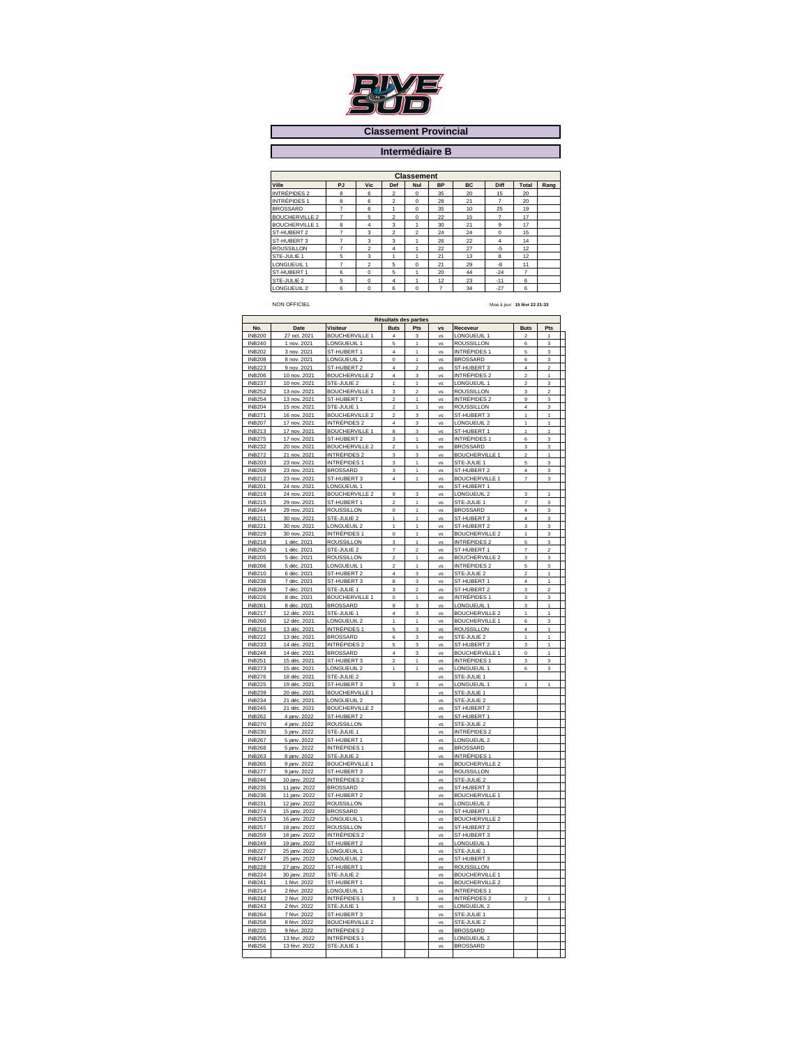# Classement Provincial

## Intermédiaire B

| Classement | | | | | | | | | | |
|---|---|---|---|---|---|---|---|---|---|---|
| Ville | PJ | Vic | Def | Nul | BP | BC | Diff | Total | Rang |
| INTRÉPIDES 2 | 8 | 6 | 2 | 0 | 35 | 20 | 15 | 20 | |
| INTRÉPIDES 1 | 8 | 6 | 2 | 0 | 28 | 21 | 7 | 20 | |
| BROSSARD | 7 | 6 | 1 | 0 | 35 | 10 | 25 | 19 | |
| BOUCHERVILLE 2 | 7 | 5 | 2 | 0 | 22 | 15 | 7 | 17 | |
| BOUCHERVILLE 1 | 8 | 4 | 3 | 1 | 30 | 21 | 9 | 17 | |
| ST-HUBERT 2 | 7 | 3 | 2 | 2 | 24 | 24 | 0 | 15 | |
| ST-HUBERT 3 | 7 | 3 | 3 | 1 | 26 | 22 | 4 | 14 | |
| ROUSSILLON | 7 | 2 | 4 | 1 | 22 | 27 | -5 | 12 | |
| STE-JULIE 1 | 5 | 3 | 1 | 1 | 21 | 13 | 8 | 12 | |
| LONGUEUIL 1 | 7 | 2 | 5 | 0 | 21 | 29 | -8 | 11 | |
| ST-HUBERT 1 | 6 | 0 | 5 | 1 | 20 | 44 | -24 | 7 | |
| STE-JULIE 2 | 5 | 0 | 4 | 1 | 12 | 23 | -11 | 6 | |
| LONGUEUIL 2 | 6 | 0 | 6 | 0 | 7 | 34 | -27 | 6 | |

NON OFFICIEL

*Mise à jour:* **15 févr 22 21:33**

| Résultats des parties | | | | | | | | |
|---|---|---|---|---|---|---|---|---|
| No. | Date | Visiteur | Buts | Pts | vs | Receveur | Buts | Pts |
| INB200 | 27 oct. 2021 | BOUCHERVILLE 1 | 4 | 3 | vs | LONGUEUIL 1 | 2 | 1 |
| INB240 | 1 nov. 2021 | LONGUEUIL 1 | 5 | 1 | vs | ROUSSILLON | 6 | 3 |
| INB202 | 3 nov. 2021 | ST-HUBERT 1 | 4 | 1 | vs | INTRÉPIDES 1 | 5 | 3 |
| INB208 | 8 nov. 2021 | LONGUEUIL 2 | 0 | 1 | vs | BROSSARD | 6 | 3 |
| INB223 | 9 nov. 2021 | ST-HUBERT 2 | 4 | 2 | vs | ST-HUBERT 3 | 4 | 2 |
| INB206 | 10 nov. 2021 | BOUCHERVILLE 2 | 4 | 3 | vs | INTRÉPIDES 2 | 2 | 1 |
| INB237 | 10 nov. 2021 | STE-JULIE 2 | 1 | 1 | vs | LONGUEUIL 1 | 2 | 3 |
| INB252 | 13 nov. 2021 | BOUCHERVILLE 1 | 3 | 2 | vs | ROUSSILLON | 3 | 2 |
| INB254 | 13 nov. 2021 | ST-HUBERT 1 | 2 | 1 | vs | INTRÉPIDES 2 | 9 | 3 |
| INB204 | 15 nov. 2021 | STE-JULIE 1 | 2 | 1 | vs | ROUSSILLON | 4 | 3 |
| INB271 | 16 nov. 2021 | BOUCHERVILLE 2 | 2 | 3 | vs | ST-HUBERT 3 | 1 | 1 |
| INB207 | 17 nov. 2021 | INTRÉPIDES 2 | 4 | 3 | vs | LONGUEUIL 2 | 1 | 1 |
| INB213 | 17 nov. 2021 | BOUCHERVILLE 1 | 8 | 3 | vs | ST-HUBERT 1 | 1 | 1 |
| INB275 | 17 nov. 2021 | ST-HUBERT 2 | 3 | 1 | vs | INTRÉPIDES 1 | 6 | 3 |
| INB232 | 20 nov. 2021 | BOUCHERVILLE 2 | 2 | 1 | vs | BROSSARD | 3 | 3 |
| INB272 | 21 nov. 2021 | INTRÉPIDES 2 | 3 | 3 | vs | BOUCHERVILLE 1 | 2 | 1 |
| INB203 | 23 nov. 2021 | INTRÉPIDES 1 | 3 | 1 | vs | STE-JULIE 1 | 5 | 3 |
| INB209 | 23 nov. 2021 | BROSSARD | 3 | 1 | vs | ST-HUBERT 2 | 4 | 3 |
| INB212 | 23 nov. 2021 | ST-HUBERT 3 | 4 | 1 | vs | BOUCHERVILLE 1 | 7 | 3 |
| INB201 | 24 nov. 2021 | LONGUEUIL 1 | | | vs | ST-HUBERT 1 | | |
| INB219 | 24 nov. 2021 | BOUCHERVILLE 2 | 9 | 3 | vs | LONGUEUIL 2 | 3 | 1 |
| INB215 | 29 nov. 2021 | ST-HUBERT 1 | 2 | 1 | vs | STE-JULIE 1 | 7 | 3 |
| INB244 | 29 nov. 2021 | ROUSSILLON | 0 | 1 | vs | BROSSARD | 4 | 3 |
| INB211 | 30 nov. 2021 | STE-JULIE 2 | 1 | 1 | vs | ST-HUBERT 3 | 4 | 3 |
| INB221 | 30 nov. 2021 | LONGUEUIL 2 | 1 | 1 | vs | ST-HUBERT 2 | 3 | 3 |
| INB229 | 30 nov. 2021 | INTRÉPIDES 1 | 0 | 1 | vs | BOUCHERVILLE 2 | 1 | 3 |
| INB218 | 1 déc. 2021 | ROUSSILLON | 3 | 1 | vs | INTRÉPIDES 2 | 5 | 3 |
| INB250 | 1 déc. 2021 | STE-JULIE 2 | 7 | 2 | vs | ST-HUBERT 1 | 7 | 2 |
| INB205 | 5 déc. 2021 | ROUSSILLON | 2 | 1 | vs | BOUCHERVILLE 2 | 3 | 3 |
| INB266 | 5 déc. 2021 | LONGUEUIL 1 | 2 | 1 | vs | INTRÉPIDES 2 | 5 | 3 |
| INB210 | 6 déc. 2021 | ST-HUBERT 2 | 4 | 3 | vs | STE-JULIE 2 | 2 | 1 |
| INB238 | 7 déc. 2021 | ST-HUBERT 3 | 8 | 3 | vs | ST-HUBERT 1 | 4 | 1 |
| INB269 | 7 déc. 2021 | STE-JULIE 1 | 3 | 2 | vs | ST-HUBERT 2 | 3 | 2 |
| INB226 | 8 déc. 2021 | BOUCHERVILLE 1 | 0 | 1 | vs | INTRÉPIDES 1 | 3 | 3 |
| INB261 | 8 déc. 2021 | BROSSARD | 9 | 3 | vs | LONGUEUIL 1 | 3 | 1 |
| INB217 | 12 déc. 2021 | STE-JULIE 1 | 4 | 3 | vs | BOUCHERVILLE 2 | 1 | 1 |
| INB260 | 12 déc. 2021 | LONGUEUIL 2 | 1 | 1 | vs | BOUCHERVILLE 1 | 6 | 3 |
| INB216 | 13 déc. 2021 | INTRÉPIDES 1 | 5 | 3 | vs | ROUSSILLON | 4 | 1 |
| INB222 | 13 déc. 2021 | BROSSARD | 6 | 3 | vs | STE-JULIE 2 | 1 | 1 |
| INB233 | 14 déc. 2021 | INTRÉPIDES 2 | 5 | 3 | vs | ST-HUBERT 2 | 3 | 1 |
| INB248 | 14 déc. 2021 | BROSSARD | 4 | 3 | vs | BOUCHERVILLE 1 | 0 | 1 |
| INB251 | 15 déc. 2021 | ST-HUBERT 3 | 2 | 1 | vs | INTRÉPIDES 1 | 3 | 3 |
| INB273 | 15 déc. 2021 | LONGUEUIL 2 | 1 | 1 | vs | LONGUEUIL 1 | 6 | 3 |
| INB276 | 18 déc. 2021 | STE-JULIE 2 | | | vs | STE-JULIE 1 | | |
| INB225 | 19 déc. 2021 | ST-HUBERT 3 | 3 | 3 | vs | LONGUEUIL 1 | 1 | 1 |
| INB239 | 20 déc. 2021 | BOUCHERVILLE 1 | | | vs | STE-JULIE 1 | | |
| INB234 | 21 déc. 2021 | LONGUEUIL 2 | | | vs | STE-JULIE 2 | | |
| INB245 | 21 déc. 2021 | BOUCHERVILLE 2 | | | vs | ST-HUBERT 2 | | |
| INB262 | 4 janv. 2022 | ST-HUBERT 2 | | | vs | ST-HUBERT 1 | | |
| INB270 | 4 janv. 2022 | ROUSSILLON | | | vs | STE-JULIE 2 | | |
| INB230 | 5 janv. 2022 | STE-JULIE 1 | | | vs | INTRÉPIDES 2 | | |
| INB267 | 5 janv. 2022 | ST-HUBERT 1 | | | vs | LONGUEUIL 2 | | |
| INB268 | 5 janv. 2022 | INTRÉPIDES 1 | | | vs | BROSSARD | | |
| INB263 | 8 janv. 2022 | STE-JULIE 2 | | | vs | INTRÉPIDES 1 | | |
| INB265 | 9 janv. 2022 | BOUCHERVILLE 1 | | | vs | BOUCHERVILLE 2 | | |
| INB277 | 9 janv. 2022 | ST-HUBERT 3 | | | vs | ROUSSILLON | | |
| INB246 | 10 janv. 2022 | INTRÉPIDES 2 | | | vs | STE-JULIE 2 | | |
| INB235 | 11 janv. 2022 | BROSSARD | | | vs | ST-HUBERT 3 | | |
| INB236 | 11 janv. 2022 | ST-HUBERT 2 | | | vs | BOUCHERVILLE 1 | | |
| INB231 | 12 janv. 2022 | ROUSSILLON | | | vs | LONGUEUIL 2 | | |
| INB274 | 15 janv. 2022 | BROSSARD | | | vs | ST-HUBERT 1 | | |
| INB253 | 16 janv. 2022 | LONGUEUIL 1 | | | vs | BOUCHERVILLE 2 | | |
| INB257 | 18 janv. 2022 | ROUSSILLON | | | vs | ST-HUBERT 2 | | |
| INB259 | 18 janv. 2022 | INTRÉPIDES 2 | | | vs | ST-HUBERT 3 | | |
| INB249 | 19 janv. 2022 | ST-HUBERT 2 | | | vs | LONGUEUIL 1 | | |
| INB227 | 25 janv. 2022 | LONGUEUIL 1 | | | vs | STE-JULIE 1 | | |
| INB247 | 25 janv. 2022 | LONGUEUIL 2 | | | vs | ST-HUBERT 3 | | |
| INB228 | 27 janv. 2022 | ST-HUBERT 1 | | | vs | ROUSSILLON | | |
| INB224 | 30 janv. 2022 | STE-JULIE 2 | | | vs | BOUCHERVILLE 1 | | |
| INB241 | 1 févr. 2022 | ST-HUBERT 1 | | | vs | BOUCHERVILLE 2 | | |
| INB214 | 2 févr. 2022 | LONGUEUIL 1 | | | vs | INTRÉPIDES 1 | | |
| INB242 | 2 févr. 2022 | INTRÉPIDES 1 | 3 | 3 | vs | INTRÉPIDES 2 | 2 | 1 |
| INB243 | 2 févr. 2022 | STE-JULIE 1 | | | vs | LONGUEUIL 2 | | |
| INB264 | 7 févr. 2022 | ST-HUBERT 3 | | | vs | STE-JULIE 1 | | |
| INB258 | 8 févr. 2022 | BOUCHERVILLE 2 | | | vs | STE-JULIE 2 | | |
| INB220 | 9 févr. 2022 | INTRÉPIDES 2 | | | vs | BROSSARD | | |
| INB255 | 13 févr. 2022 | INTRÉPIDES 1 | | | vs | LONGUEUIL 2 | | |
| INB256 | 13 févr. 2022 | STE-JULIE 1 | | | vs | BROSSARD | | |